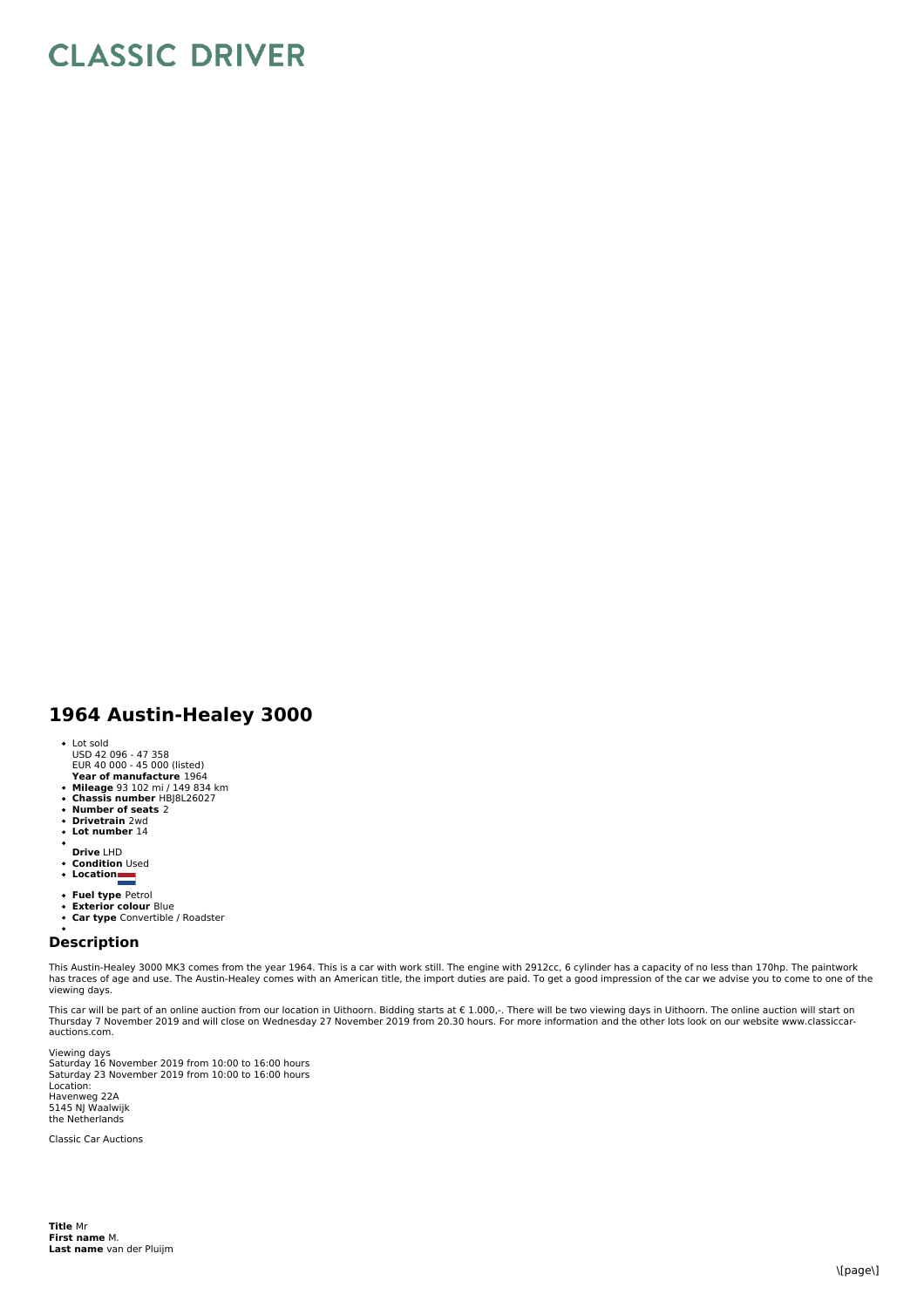# CLASSIC DRIVER

## 1964 Austin-Healey 3000

- Lot sold
  USD 42 096 - 47 358
  EUR 40 000 - 45 000 (listed)
  **Year of manufacture** 1964
- **Mileage** 93 102 mi / 149 834 km
- **Chassis number** HBJ8L26027
- **Number of seats** 2
- **Drivetrain** 2wd
- **Lot number** 14
- **Drive** LHD
- **Condition** Used
- **Location**
- **Fuel type** Petrol
- **Exterior colour** Blue
- **Car type** Convertible / Roadster

## Description

This Austin-Healey 3000 MK3 comes from the year 1964. This is a car with work still. The engine with 2912cc, 6 cylinder has a capacity of no less than 170hp. The paintwork has traces of age and use. The Austin-Healey comes with an American title, the import duties are paid. To get a good impression of the car we advise you to come to one of the viewing days.

This car will be part of an online auction from our location in Uithoorn. Bidding starts at € 1.000,-. There will be two viewing days in Uithoorn. The online auction will start on Thursday 7 November 2019 and will close on Wednesday 27 November 2019 from 20.30 hours. For more information and the other lots look on our website www.classiccar-auctions.com.

Viewing days
Saturday 16 November 2019 from 10:00 to 16:00 hours
Saturday 23 November 2019 from 10:00 to 16:00 hours
Location:
Havenweg 22A
5145 NJ Waalwijk
the Netherlands

Classic Car Auctions

**Title** Mr
**First name** M.
**Last name** van der Pluijm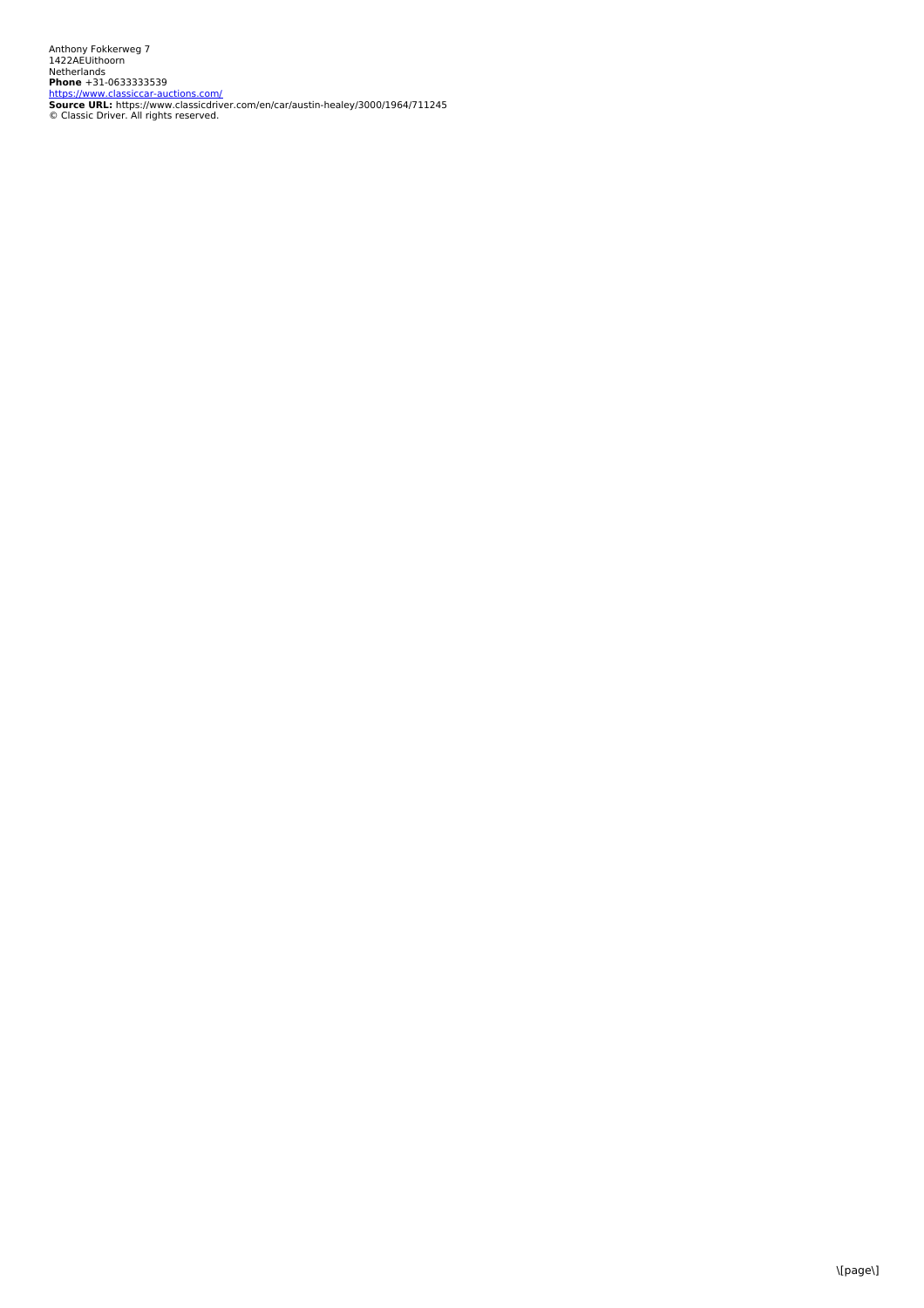Anthony Fokkerweg 7
1422AEUithoorn
Netherlands
**Phone** +31-0633333539
https://www.classiccar-auctions.com/
**Source URL:** https://www.classicdriver.com/en/car/austin-healey/3000/1964/711245
© Classic Driver. All rights reserved.